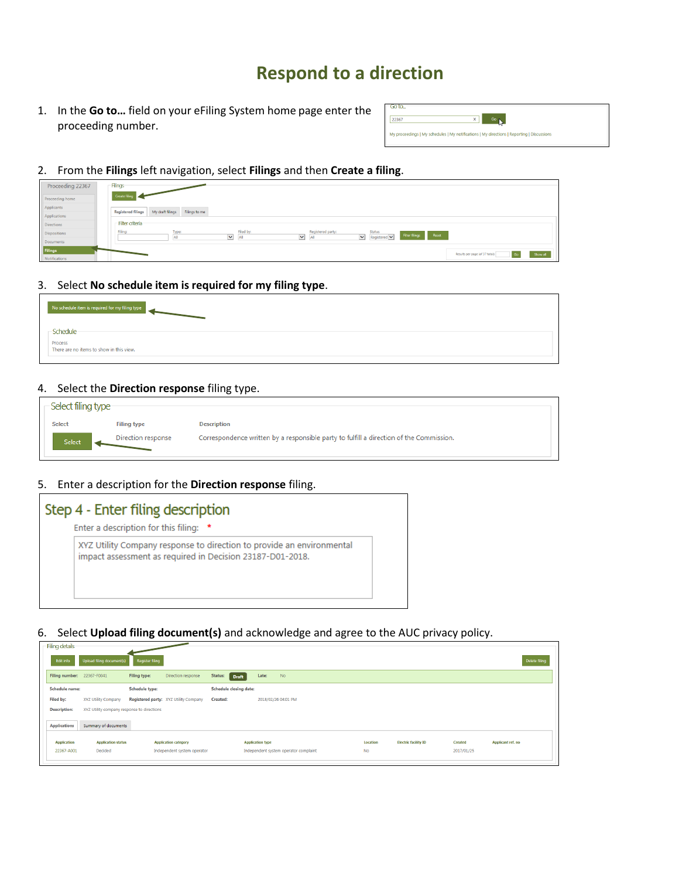# Respond to a direction

1. In the **Go to…** field on your eFiling System home page enter the proceeding number.

2. From the **Filings** left navigation, select **Filings** and then **Create a filing**.

3. Select **No schedule item is required for my filing type**.

4. Select the **Direction response** filing type.

5. Enter a description for the **Direction response** filing.

6. Select **Upload filing document(s)** and acknowledge and agree to the AUC privacy policy.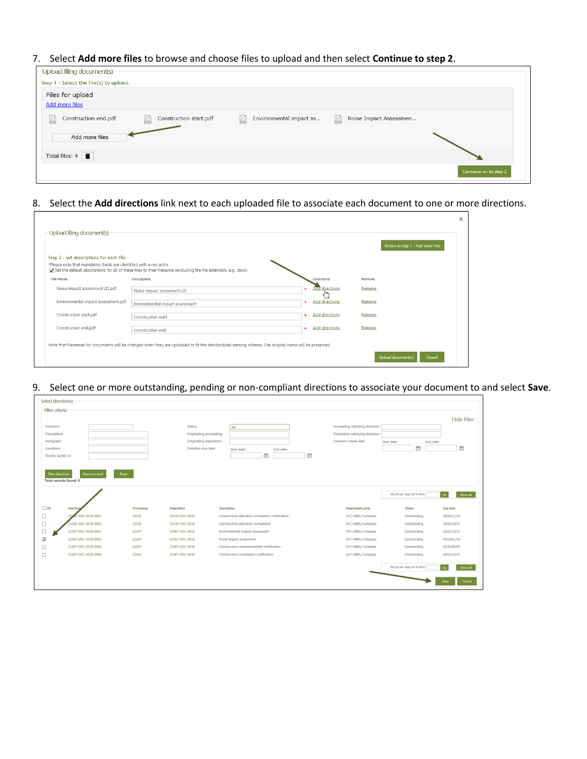7. Select **Add more files** to browse and choose files to upload and then select **Continue to step 2**.

Upload filing document(s)

Step 1 - Select the file(s) to upload.

Files for upload

Add more files

Construction end.pdf | Construction start.pdf | Environmental impact as... | Noise Impact Assessmen...

Add more files

Total files: 4

Continue on to step 2

8. Select the **Add directions** link next to each uploaded file to associate each document to one or more directions.

Upload filing document(s)

Return to step 1 - Add more files

Step 2 - Set descriptions for each file

*Please note that mandatory fields are identified with a red astrix

Set the default descriptions for all of these files to their filename (excluding the file extension, e.g. .docx)

| File Name | Description | Directions | Remove |
|---|---|---|---|
| Noise impact assessment (2).pdf | Noise impact assessment (2) * | Add directions | Remove |
| Environmental impact assessment.pdf | Environmental impact assessment * | Add directions | Remove |
| Construction start.pdf | Construction start * | Add directions | Remove |
| Construction end.pdf | Construction end * | Add directions | Remove |

Note that filenames for documents will be changed when they are uploaded to fit the standardized naming scheme. The original name will be preserved.

Upload document(s) | Cancel

9. Select one or more outstanding, pending or non-compliant directions to associate your document to and select **Save**.

Select direction(s)

Filter criteria

Hide filter

Direction:
Description:
Paragraph:
Condition:
Electric facility ID:
Status: All
Originating proceeding:
Originating disposition:
Direction due date: Start date: End date:
Proceeding satisfying direction:
Disposition satisfying direction:
Direction create date: Start date: End date:

Filter directions | Export to excel | Reset

Total records found: 6

Results per page (of 6 total) Go | Show all

| All | Direction | Proceeding | Disposition | Description | Responsible party | Status | Due date |
|---|---|---|---|---|---|---|---|
| ☐ | 23150-D01-2018-0001 | 23150 | 23150-D01-2018 | Construction alteration completion notification | XYZ Utility Company | Outstanding | 2018/11/19 |
| ☐ | 23150-D01-2018-0002 | 23150 | 23150-D01-2018 | Construction alteration completion | XYZ Utility Company | Outstanding | 2018/10/31 |
| ☐ | 22367-D01-2018-0001 | 22367 | 22367-D01-2018 | Environmental impact assessment | XYZ Utility Company | Outstanding | 2018/12/15 |
| ☑ | 22367-D01-2018-0002 | 22367 | 22367-D01-2018 | Noise impact assessment | XYZ Utility Company | Outstanding | 2019/01/19 |
| ☐ | 22367-D01-2018-0003 | 22367 | 22367-D01-2018 | Construction commencement notification | XYZ Utility Company | Outstanding | 2018/09/05 |
| ☐ | 22367-D01-2018-0004 | 22367 | 22367-D01-2018 | Construction completion notification | XYZ Utility Company | Outstanding | 2018/12/15 |

Results per page (of 6 total) Go | Show all

Save | Cancel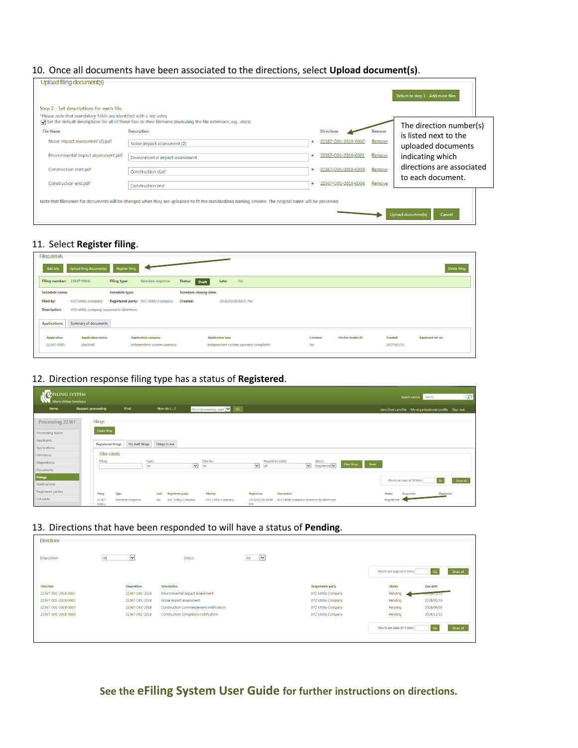10. Once all documents have been associated to the directions, select **Upload document(s)**.

Upload filing document(s)

Return to step 1 - Add more files

Step 2 - Set descriptions for each file

*Please note that mandatory fields are identified with a red astrix

Set the default descriptions for all of these files to their filename (excluding the file extension, e.g. .docx)

| File Name | Description | Directions | Remove |
| --- | --- | --- | --- |
| Noise impact assessment (2).pdf | Noise impact assessment (2) * | 22367-D01-2018-0002 | Remove |
| Environmental impact assessment.pdf | Environmental impact assessment * | 22367-D01-2018-0001 | Remove |
| Construction start.pdf | Construction start * | 22367-D01-2018-0003 | Remove |
| Construction end.pdf | Construction end * | 22367-D01-2018-0004 | Remove |

Note that filenames for documents will be changed when they are uploaded to fit the standardized naming scheme. The original name will be preserved.

Upload document(s) Cancel

The direction number(s) is listed next to the uploaded documents indicating which directions are associated to each document.

11. Select **Register filing**.

Filing details

Edit info | Upload filing document(s) | Register filing | Delete filing

Filing number: 22367-F0041 Filing type: Direction response Status: Draft Late: No

Schedule name: Schedule type: Schedule closing date:

Filed by: XYZ Utility Company Registered party: XYZ Utility Company Created: 2018/02/26 04:01 PM

Description: XYZ Utility company response to directions

Applications | Summary of documents

| Application | Application status | Application category | Application type | Location | Electric facility ID | Created | Applicant ref. no |
| --- | --- | --- | --- | --- | --- | --- | --- |
| 22367-A001 | Decided | Independent system operator | Independent system operator complaint | No | | 2017/01/25 | |

12. Direction response filing type has a status of **Registered**.

Filings

Create filing

Registered filings | My draft filings | Filings to me

Filter criteria

| Filing | Type | Late | Registered party | Filed by | Registered | Description | Status | Responder | Requestor |
| --- | --- | --- | --- | --- | --- | --- | --- | --- | --- |
| 22367-F0041 | Direction response | No | XYZ Utility Company | XYZ Utility Company | 2018/02/26 04:08 PM | XYZ Utility company response to directions | Registered | | |

13. Directions that have been responded to will have a status of **Pending**.

Directions

Disposition: All Status: All

| Direction | Disposition | Description | Responsible party | Status | Due date |
| --- | --- | --- | --- | --- | --- |
| 22367-D01-2018-0001 | 22367-D01-2018 | Environmental impact assessment | XYZ Utility Company | Pending | 2018/12/15 |
| 22367-D01-2018-0002 | 22367-D01-2018 | Noise impact assessment | XYZ Utility Company | Pending | 2019/01/19 |
| 22367-D01-2018-0003 | 22367-D01-2018 | Construction commencement notification | XYZ Utility Company | Pending | 2018/09/05 |
| 22367-D01-2018-0004 | 22367-D01-2018 | Construction completion notification | XYZ Utility Company | Pending | 2018/12/15 |

**See the eFiling System User Guide for further instructions on directions.**